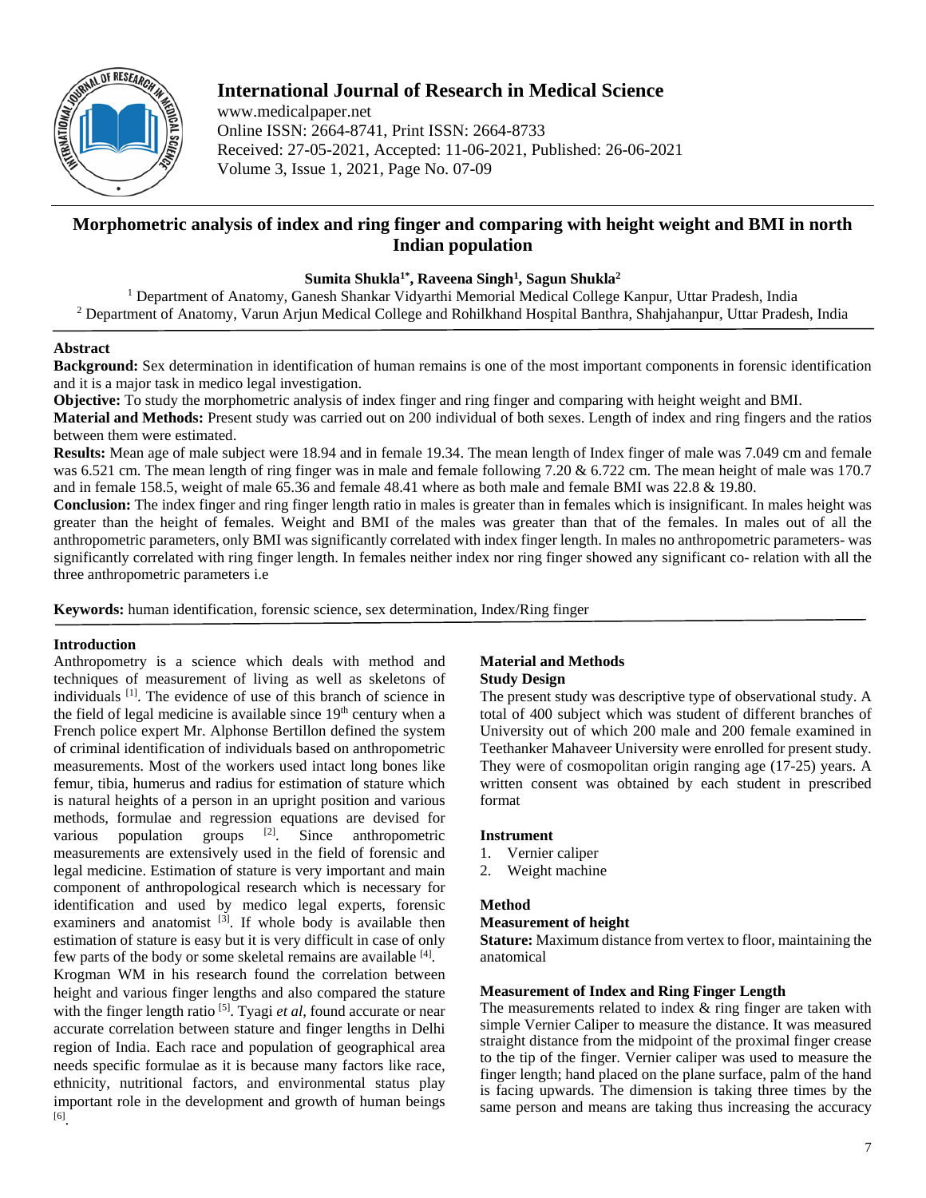# Morphometric analysis of index and ring finger and comparing with height weight and BMI in north Indian population

**Sumita Shukla[1*], Raveena Singh[1], Sagun Shukla[2]**

[1] Department of Anatomy, Ganesh Shankar Vidyarthi Memorial Medical College Kanpur, Uttar Pradesh, India
[2] Department of Anatomy, Varun Arjun Medical College and Rohilkhand Hospital Banthra, Shahjahanpur, Uttar Pradesh, India

## Abstract

**Background:** Sex determination in identification of human remains is one of the most important components in forensic identification and it is a major task in medico legal investigation.

**Objective:** To study the morphometric analysis of index finger and ring finger and comparing with height weight and BMI.

**Material and Methods:** Present study was carried out on 200 individual of both sexes. Length of index and ring fingers and the ratios between them were estimated.

**Results:** Mean age of male subject were 18.94 and in female 19.34. The mean length of Index finger of male was 7.049 cm and female was 6.521 cm. The mean length of ring finger was in male and female following 7.20 & 6.722 cm. The mean height of male was 170.7 and in female 158.5, weight of male 65.36 and female 48.41 where as both male and female BMI was 22.8 & 19.80.

**Conclusion:** The index finger and ring finger length ratio in males is greater than in females which is insignificant. In males height was greater than the height of females. Weight and BMI of the males was greater than that of the females. In males out of all the anthropometric parameters, only BMI was significantly correlated with index finger length. In males no anthropometric parameters- was significantly correlated with ring finger length. In females neither index nor ring finger showed any significant co- relation with all the three anthropometric parameters i.e

**Keywords:** human identification, forensic science, sex determination, Index/Ring finger

## Introduction

Anthropometry is a science which deals with method and techniques of measurement of living as well as skeletons of individuals [1]. The evidence of use of this branch of science in the field of legal medicine is available since 19th century when a French police expert Mr. Alphonse Bertillon defined the system of criminal identification of individuals based on anthropometric measurements. Most of the workers used intact long bones like femur, tibia, humerus and radius for estimation of stature which is natural heights of a person in an upright position and various methods, formulae and regression equations are devised for various population groups [2]. Since anthropometric measurements are extensively used in the field of forensic and legal medicine. Estimation of stature is very important and main component of anthropological research which is necessary for identification and used by medico legal experts, forensic examiners and anatomist [3]. If whole body is available then estimation of stature is easy but it is very difficult in case of only few parts of the body or some skeletal remains are available [4].

Krogman WM in his research found the correlation between height and various finger lengths and also compared the stature with the finger length ratio [5]. Tyagi *et al*, found accurate or near accurate correlation between stature and finger lengths in Delhi region of India. Each race and population of geographical area needs specific formulae as it is because many factors like race, ethnicity, nutritional factors, and environmental status play important role in the development and growth of human beings [6].

## Material and Methods

### Study Design

The present study was descriptive type of observational study. A total of 400 subject which was student of different branches of University out of which 200 male and 200 female examined in Teethanker Mahaveer University were enrolled for present study. They were of cosmopolitan origin ranging age (17-25) years. A written consent was obtained by each student in prescribed format

### Instrument

1. Vernier caliper
2. Weight machine

### Method

#### Measurement of height

**Stature:** Maximum distance from vertex to floor, maintaining the anatomical

#### Measurement of Index and Ring Finger Length

The measurements related to index & ring finger are taken with simple Vernier Caliper to measure the distance. It was measured straight distance from the midpoint of the proximal finger crease to the tip of the finger. Vernier caliper was used to measure the finger length; hand placed on the plane surface, palm of the hand is facing upwards. The dimension is taking three times by the same person and means are taking thus increasing the accuracy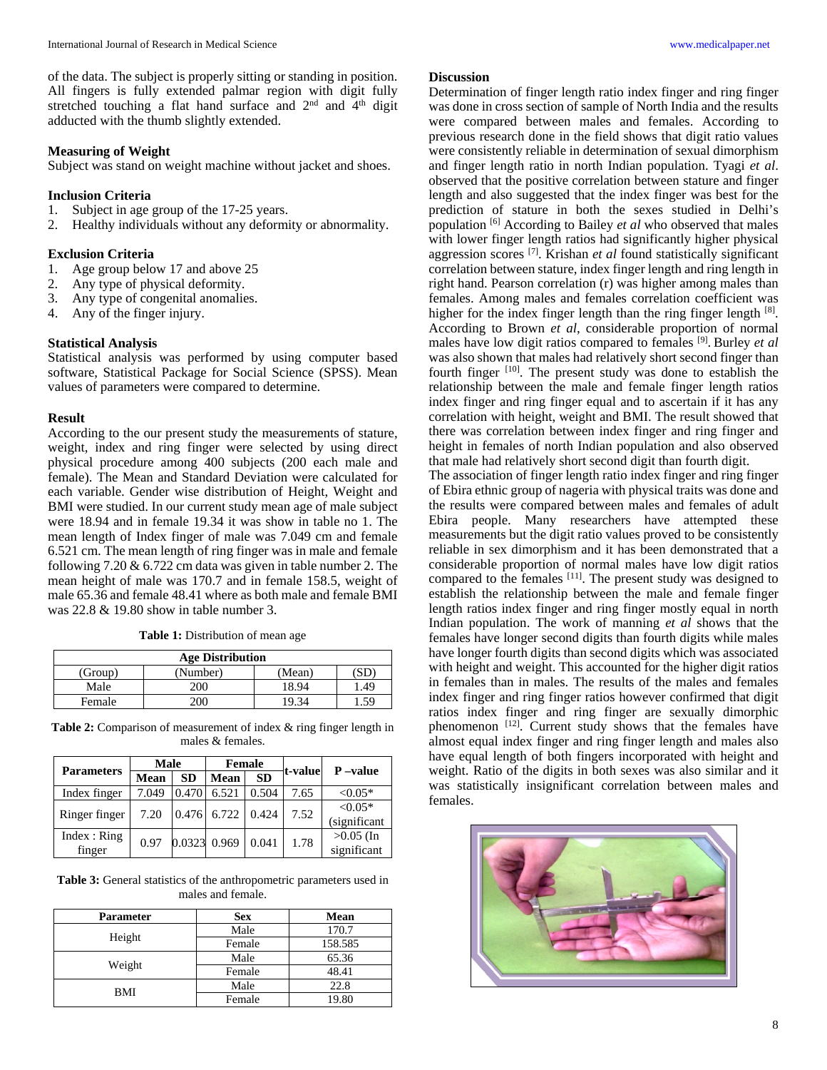of the data. The subject is properly sitting or standing in position. All fingers is fully extended palmar region with digit fully stretched touching a flat hand surface and 2nd and 4th digit adducted with the thumb slightly extended.

### Measuring of Weight

Subject was stand on weight machine without jacket and shoes.

### Inclusion Criteria

1. Subject in age group of the 17-25 years.
2. Healthy individuals without any deformity or abnormality.

### Exclusion Criteria

1. Age group below 17 and above 25
2. Any type of physical deformity.
3. Any type of congenital anomalies.
4. Any of the finger injury.

### Statistical Analysis

Statistical analysis was performed by using computer based software, Statistical Package for Social Science (SPSS). Mean values of parameters were compared to determine.

### Result

According to the our present study the measurements of stature, weight, index and ring finger were selected by using direct physical procedure among 400 subjects (200 each male and female). The Mean and Standard Deviation were calculated for each variable. Gender wise distribution of Height, Weight and BMI were studied. In our current study mean age of male subject were 18.94 and in female 19.34 it was show in table no 1. The mean length of Index finger of male was 7.049 cm and female 6.521 cm. The mean length of ring finger was in male and female following 7.20 & 6.722 cm data was given in table number 2. The mean height of male was 170.7 and in female 158.5, weight of male 65.36 and female 48.41 where as both male and female BMI was 22.8 & 19.80 show in table number 3.

**Table 1:** Distribution of mean age

| Age Distribution | | | |
|---|---|---|---|
| (Group) | (Number) | (Mean) | (SD) |
| Male | 200 | 18.94 | 1.49 |
| Female | 200 | 19.34 | 1.59 |

**Table 2:** Comparison of measurement of index & ring finger length in males & females.

| Parameters | Male | | Female | | t-value | P –value |
|---|---|---|---|---|---|---|
| | Mean | SD | Mean | SD | | |
| Index finger | 7.049 | 0.470 | 6.521 | 0.504 | 7.65 | <0.05* |
| Ringer finger | 7.20 | 0.476 | 6.722 | 0.424 | 7.52 | <0.05* (significant |
| Index : Ring finger | 0.97 | 0.0323 | 0.969 | 0.041 | 1.78 | >0.05 (In significant |

**Table 3:** General statistics of the anthropometric parameters used in males and female.

| Parameter | Sex | Mean |
|---|---|---|
| Height | Male | 170.7 |
| | Female | 158.585 |
| Weight | Male | 65.36 |
| | Female | 48.41 |
| BMI | Male | 22.8 |
| | Female | 19.80 |

### Discussion

Determination of finger length ratio index finger and ring finger was done in cross section of sample of North India and the results were compared between males and females. According to previous research done in the field shows that digit ratio values were consistently reliable in determination of sexual dimorphism and finger length ratio in north Indian population. Tyagi *et al*. observed that the positive correlation between stature and finger length and also suggested that the index finger was best for the prediction of stature in both the sexes studied in Delhi's population [6] According to Bailey *et al* who observed that males with lower finger length ratios had significantly higher physical aggression scores [7]. Krishan *et al* found statistically significant correlation between stature, index finger length and ring length in right hand. Pearson correlation (r) was higher among males than females. Among males and females correlation coefficient was higher for the index finger length than the ring finger length [8]. According to Brown *et al*, considerable proportion of normal males have low digit ratios compared to females [9]. Burley *et al* was also shown that males had relatively short second finger than fourth finger [10]. The present study was done to establish the relationship between the male and female finger length ratios index finger and ring finger equal and to ascertain if it has any correlation with height, weight and BMI. The result showed that there was correlation between index finger and ring finger and height in females of north Indian population and also observed that male had relatively short second digit than fourth digit.

The association of finger length ratio index finger and ring finger of Ebira ethnic group of nageria with physical traits was done and the results were compared between males and females of adult Ebira people. Many researchers have attempted these measurements but the digit ratio values proved to be consistently reliable in sex dimorphism and it has been demonstrated that a considerable proportion of normal males have low digit ratios compared to the females [11]. The present study was designed to establish the relationship between the male and female finger length ratios index finger and ring finger mostly equal in north Indian population. The work of manning *et al* shows that the females have longer second digits than fourth digits while males have longer fourth digits than second digits which was associated with height and weight. This accounted for the higher digit ratios in females than in males. The results of the males and females index finger and ring finger ratios however confirmed that digit ratios index finger and ring finger are sexually dimorphic phenomenon [12]. Current study shows that the females have almost equal index finger and ring finger length and males also have equal length of both fingers incorporated with height and weight. Ratio of the digits in both sexes was also similar and it was statistically insignificant correlation between males and females.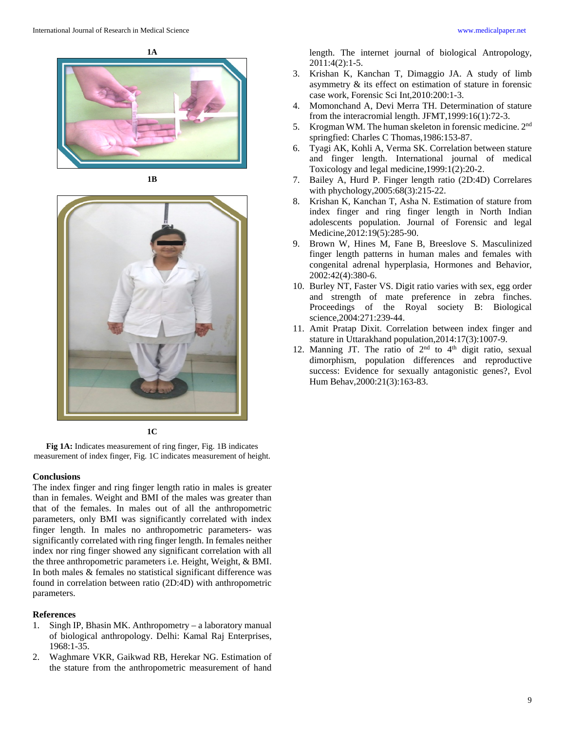1A

1B

1C

**Fig 1A:** Indicates measurement of ring finger, Fig. 1B indicates measurement of index finger, Fig. 1C indicates measurement of height.

## Conclusions

The index finger and ring finger length ratio in males is greater than in females. Weight and BMI of the males was greater than that of the females. In males out of all the anthropometric parameters, only BMI was significantly correlated with index finger length. In males no anthropometric parameters- was significantly correlated with ring finger length. In females neither index nor ring finger showed any significant correlation with all the three anthropometric parameters i.e. Height, Weight, & BMI. In both males & females no statistical significant difference was found in correlation between ratio (2D:4D) with anthropometric parameters.

## References

1. Singh IP, Bhasin MK. Anthropometry – a laboratory manual of biological anthropology. Delhi: Kamal Raj Enterprises, 1968:1-35.
2. Waghmare VKR, Gaikwad RB, Herekar NG. Estimation of the stature from the anthropometric measurement of hand length. The internet journal of biological Antropology, 2011:4(2):1-5.
3. Krishan K, Kanchan T, Dimaggio JA. A study of limb asymmetry & its effect on estimation of stature in forensic case work, Forensic Sci Int,2010:200:1-3.
4. Momonchand A, Devi Merra TH. Determination of stature from the interacromial length. JFMT,1999:16(1):72-3.
5. Krogman WM. The human skeleton in forensic medicine. 2nd springfied: Charles C Thomas,1986:153-87.
6. Tyagi AK, Kohli A, Verma SK. Correlation between stature and finger length. International journal of medical Toxicology and legal medicine,1999:1(2):20-2.
7. Bailey A, Hurd P. Finger length ratio (2D:4D) Correlares with phychology,2005:68(3):215-22.
8. Krishan K, Kanchan T, Asha N. Estimation of stature from index finger and ring finger length in North Indian adolescents population. Journal of Forensic and legal Medicine,2012:19(5):285-90.
9. Brown W, Hines M, Fane B, Breeslove S. Masculinized finger length patterns in human males and females with congenital adrenal hyperplasia, Hormones and Behavior, 2002:42(4):380-6.
10. Burley NT, Faster VS. Digit ratio varies with sex, egg order and strength of mate preference in zebra finches. Proceedings of the Royal society B: Biological science,2004:271:239-44.
11. Amit Pratap Dixit. Correlation between index finger and stature in Uttarakhand population,2014:17(3):1007-9.
12. Manning JT. The ratio of 2nd to 4th digit ratio, sexual dimorphism, population differences and reproductive success: Evidence for sexually antagonistic genes?, Evol Hum Behav,2000:21(3):163-83.